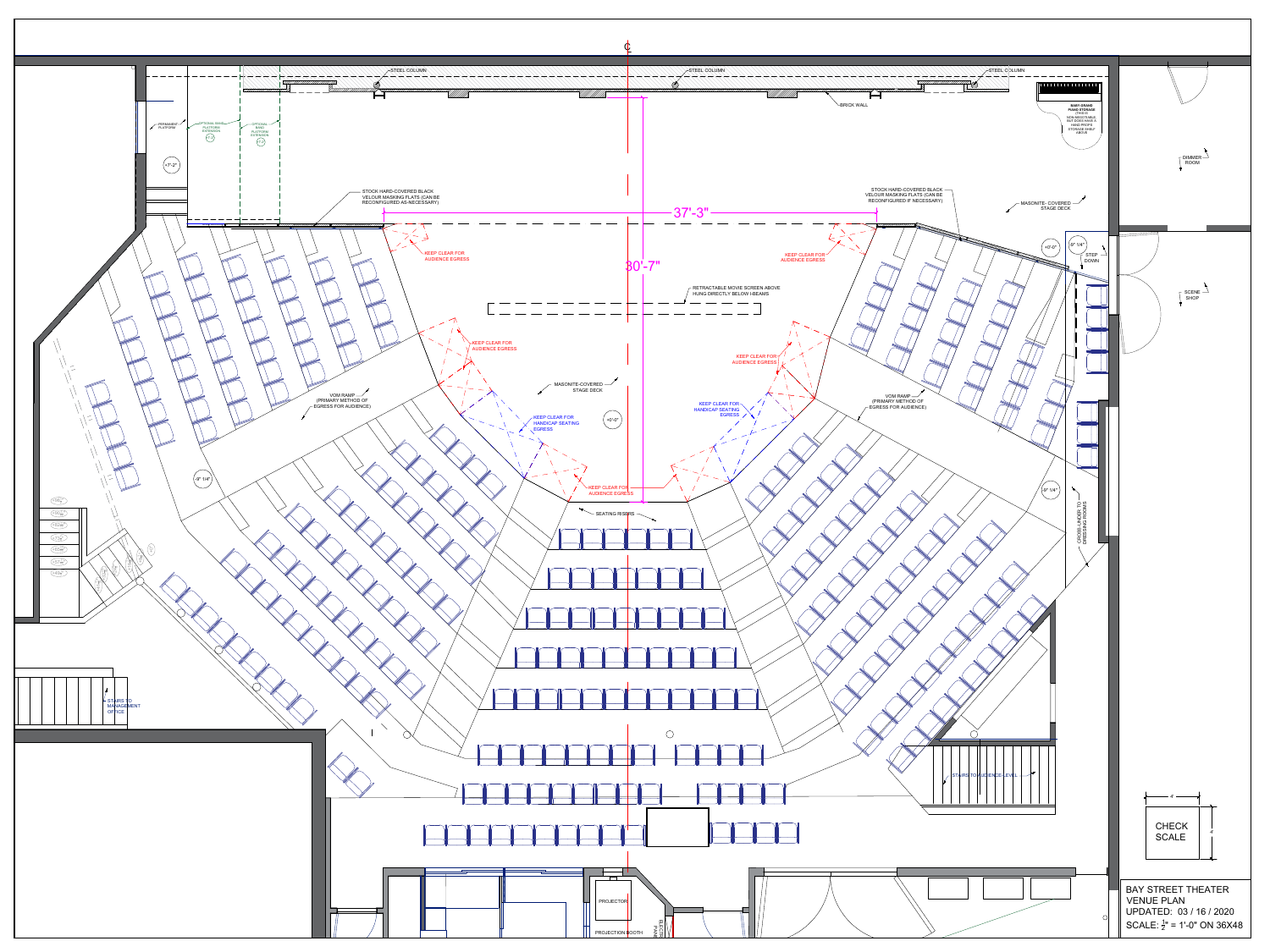# BAY STREET THEATER
## VENUE PLAN

UPDATED: 03 / 16 / 2020

SCALE: $\frac{1}{2}$" = 1'-0" ON 36X48

CHECK SCALE

℄

STEEL COLUMN

STEEL COLUMN

STEEL COLUMN

BRICK WALL

BABY GRAND PIANO STORAGE

PERMANENT PLATFORM

OPTIONAL BAND PLATFORM EXTENSION

OPTIONAL BAND PLATFORM EXTENSION

+7'-2"

DIMMER ROOM

STOCK HARD-COVERED BLACK VELOUR MASKING FLATS (CAN BE RECONFIGURED AS-NECESSARY)

STOCK HARD-COVERED BLACK VELOUR MASKING FLATS (CAN BE RECONFIGURED IF NECESSARY)

MASONITE- COVERED STAGE DECK

37'-3"

30'-7"

+0'-0"

-0" 1/4"

STEP DOWN

KEEP CLEAR FOR AUDIENCE EGRESS

KEEP CLEAR FOR AUDIENCE EGRESS

SCENE SHOP

RETRACTABLE MOVIE SCREEN ABOVE HUNG DIRECTLY BELOW I-BEAMS

KEEP CLEAR FOR AUDIENCE EGRESS

KEEP CLEAR FOR AUDIENCE EGRESS

MASONITE-COVERED STAGE DECK

KEEP CLEAR FOR HANDICAP SEATING EGRESS

KEEP CLEAR FOR HANDICAP SEATING EGRESS

+0'-0"

VOM RAMP (PRIMARY METHOD OF EGRESS FOR AUDIENCE)

VOM RAMP (PRIMARY METHOD OF EGRESS FOR AUDIENCE)

-0" 1/4"

-0" 1/4"

CROSS-UNDER TO DRESSING ROOMS

KEEP CLEAR FOR AUDIENCE EGRESS

SEATING RISERS

STAIRS TO MANAGEMENT OFFICE

STAIRS TO AUDIENCE-LEVEL

PROJECTOR

PROJECTION BOOTH

ELECTRIC PANEL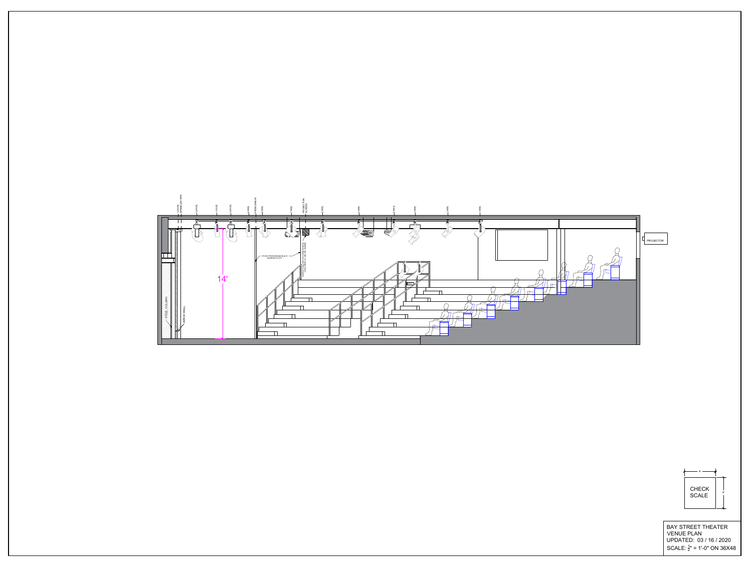14'

STOCK PROSCENIUM BLACK MASKING FLATS

PROJECTOR

STEEL COLUMN

BRICK WALL

CHECK SCALE

BAY STREET THEATER
VENUE PLAN
UPDATED: 03 / 16 / 2020
SCALE: $\frac{1}{2}$" = 1'-0" ON 36X48